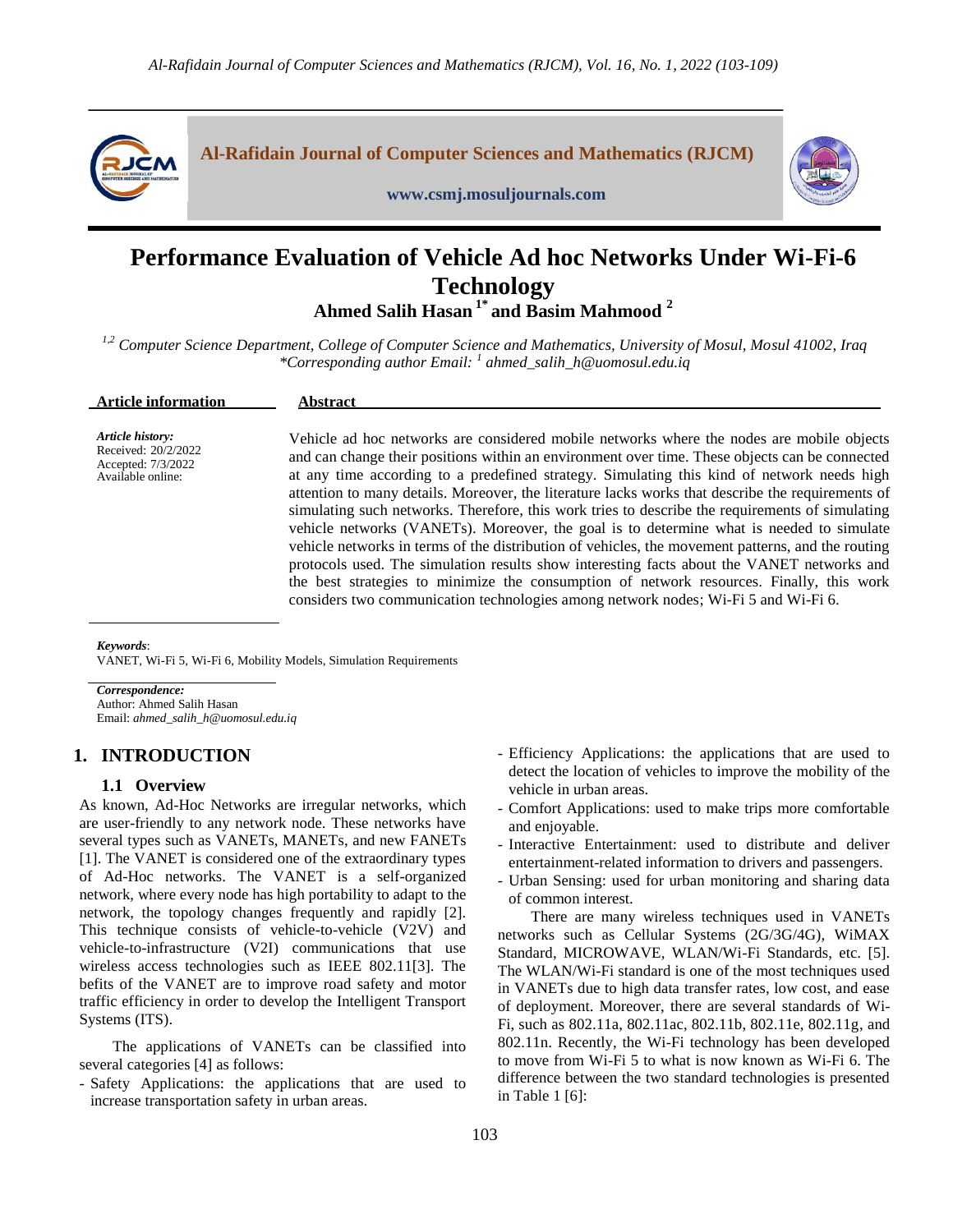# Performance Evaluation of Vehicle Ad hoc Networks Under Wi-Fi-6 Technology

**Ahmed Salih Hasan [1*] and Basim Mahmood [2]**

*[1,2] Computer Science Department, College of Computer Science and Mathematics, University of Mosul, Mosul 41002, Iraq*
*\*Corresponding author Email: [1] ahmed_salih_h@uomosul.edu.iq*

**Article information**

*Article history:*
Received: 20/2/2022
Accepted: 7/3/2022
Available online:

**Abstract**

Vehicle ad hoc networks are considered mobile networks where the nodes are mobile objects and can change their positions within an environment over time. These objects can be connected at any time according to a predefined strategy. Simulating this kind of network needs high attention to many details. Moreover, the literature lacks works that describe the requirements of simulating such networks. Therefore, this work tries to describe the requirements of simulating vehicle networks (VANETs). Moreover, the goal is to determine what is needed to simulate vehicle networks in terms of the distribution of vehicles, the movement patterns, and the routing protocols used. The simulation results show interesting facts about the VANET networks and the best strategies to minimize the consumption of network resources. Finally, this work considers two communication technologies among network nodes; Wi-Fi 5 and Wi-Fi 6.

*Keywords*:
VANET, Wi-Fi 5, Wi-Fi 6, Mobility Models, Simulation Requirements

*Correspondence:*
Author: Ahmed Salih Hasan
Email: *ahmed_salih_h@uomosul.edu.iq*

## 1. INTRODUCTION

### 1.1 Overview

As known, Ad-Hoc Networks are irregular networks, which are user-friendly to any network node. These networks have several types such as VANETs, MANETs, and new FANETs [1]. The VANET is considered one of the extraordinary types of Ad-Hoc networks. The VANET is a self-organized network, where every node has high portability to adapt to the network, the topology changes frequently and rapidly [2]. This technique consists of vehicle-to-vehicle (V2V) and vehicle-to-infrastructure (V2I) communications that use wireless access technologies such as IEEE 802.11[3]. The befits of the VANET are to improve road safety and motor traffic efficiency in order to develop the Intelligent Transport Systems (ITS).

The applications of VANETs can be classified into several categories [4] as follows:

- Safety Applications: the applications that are used to increase transportation safety in urban areas.
- Efficiency Applications: the applications that are used to detect the location of vehicles to improve the mobility of the vehicle in urban areas.
- Comfort Applications: used to make trips more comfortable and enjoyable.
- Interactive Entertainment: used to distribute and deliver entertainment-related information to drivers and passengers.
- Urban Sensing: used for urban monitoring and sharing data of common interest.

There are many wireless techniques used in VANETs networks such as Cellular Systems (2G/3G/4G), WiMAX Standard, MICROWAVE, WLAN/Wi-Fi Standards, etc. [5]. The WLAN/Wi-Fi standard is one of the most techniques used in VANETs due to high data transfer rates, low cost, and ease of deployment. Moreover, there are several standards of Wi-Fi, such as 802.11a, 802.11ac, 802.11b, 802.11e, 802.11g, and 802.11n. Recently, the Wi-Fi technology has been developed to move from Wi-Fi 5 to what is now known as Wi-Fi 6. The difference between the two standard technologies is presented in Table 1 [6]: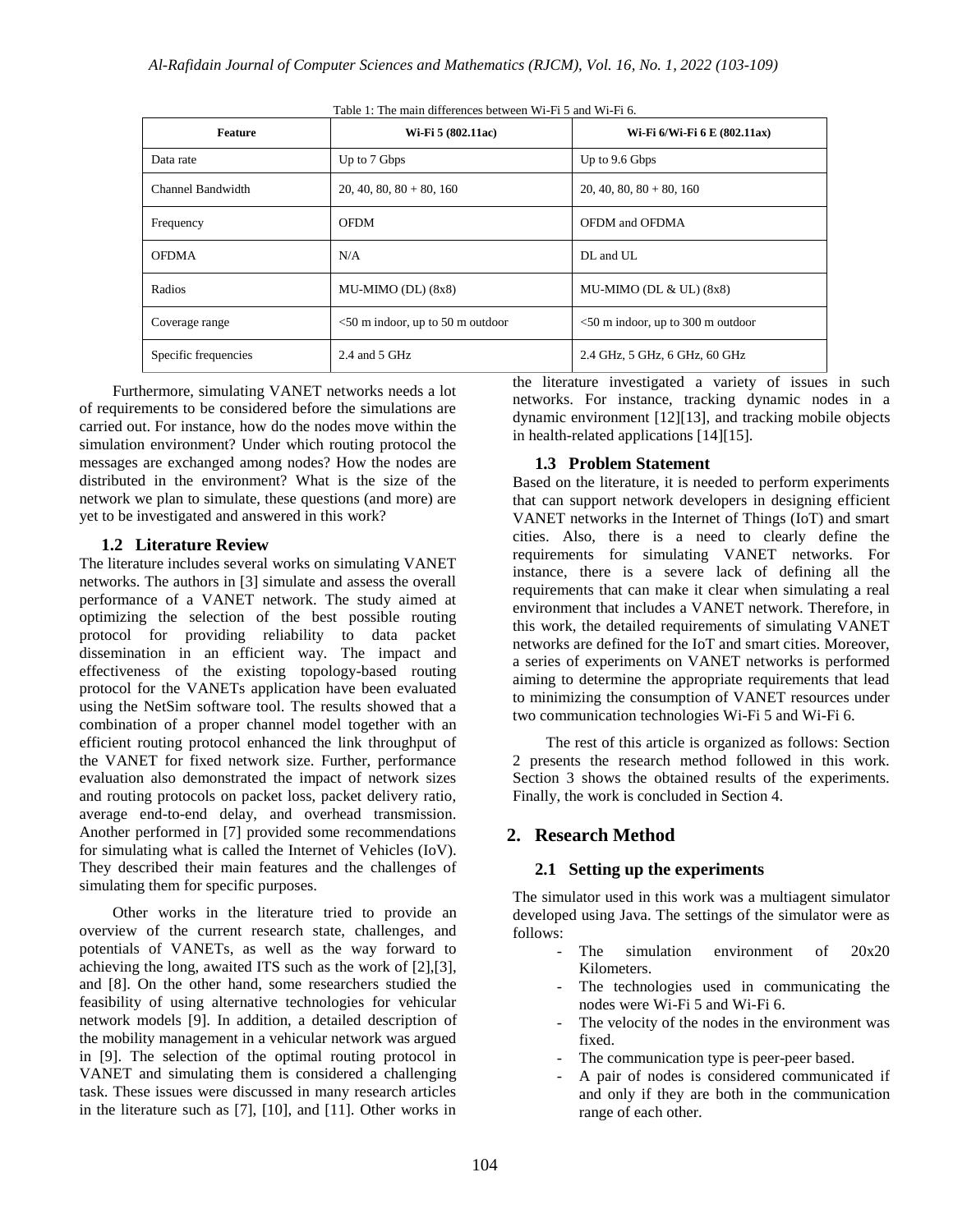Table 1: The main differences between Wi-Fi 5 and Wi-Fi 6.

| Feature | Wi-Fi 5 (802.11ac) | Wi-Fi 6/Wi-Fi 6 E (802.11ax) |
|---|---|---|
| Data rate | Up to 7 Gbps | Up to 9.6 Gbps |
| Channel Bandwidth | 20, 40, 80, 80 + 80, 160 | 20, 40, 80, 80 + 80, 160 |
| Frequency | OFDM | OFDM and OFDMA |
| OFDMA | N/A | DL and UL |
| Radios | MU-MIMO (DL) (8x8) | MU-MIMO (DL & UL) (8x8) |
| Coverage range | <50 m indoor, up to 50 m outdoor | <50 m indoor, up to 300 m outdoor |
| Specific frequencies | 2.4 and 5 GHz | 2.4 GHz, 5 GHz, 6 GHz, 60 GHz |

Furthermore, simulating VANET networks needs a lot of requirements to be considered before the simulations are carried out. For instance, how do the nodes move within the simulation environment? Under which routing protocol the messages are exchanged among nodes? How the nodes are distributed in the environment? What is the size of the network we plan to simulate, these questions (and more) are yet to be investigated and answered in this work?

### 1.2 Literature Review

The literature includes several works on simulating VANET networks. The authors in [3] simulate and assess the overall performance of a VANET network. The study aimed at optimizing the selection of the best possible routing protocol for providing reliability to data packet dissemination in an efficient way. The impact and effectiveness of the existing topology-based routing protocol for the VANETs application have been evaluated using the NetSim software tool. The results showed that a combination of a proper channel model together with an efficient routing protocol enhanced the link throughput of the VANET for fixed network size. Further, performance evaluation also demonstrated the impact of network sizes and routing protocols on packet loss, packet delivery ratio, average end-to-end delay, and overhead transmission. Another performed in [7] provided some recommendations for simulating what is called the Internet of Vehicles (IoV). They described their main features and the challenges of simulating them for specific purposes.

Other works in the literature tried to provide an overview of the current research state, challenges, and potentials of VANETs, as well as the way forward to achieving the long, awaited ITS such as the work of [2],[3], and [8]. On the other hand, some researchers studied the feasibility of using alternative technologies for vehicular network models [9]. In addition, a detailed description of the mobility management in a vehicular network was argued in [9]. The selection of the optimal routing protocol in VANET and simulating them is considered a challenging task. These issues were discussed in many research articles in the literature such as [7], [10], and [11]. Other works in the literature investigated a variety of issues in such networks. For instance, tracking dynamic nodes in a dynamic environment [12][13], and tracking mobile objects in health-related applications [14][15].

### 1.3 Problem Statement

Based on the literature, it is needed to perform experiments that can support network developers in designing efficient VANET networks in the Internet of Things (IoT) and smart cities. Also, there is a need to clearly define the requirements for simulating VANET networks. For instance, there is a severe lack of defining all the requirements that can make it clear when simulating a real environment that includes a VANET network. Therefore, in this work, the detailed requirements of simulating VANET networks are defined for the IoT and smart cities. Moreover, a series of experiments on VANET networks is performed aiming to determine the appropriate requirements that lead to minimizing the consumption of VANET resources under two communication technologies Wi-Fi 5 and Wi-Fi 6.

The rest of this article is organized as follows: Section 2 presents the research method followed in this work. Section 3 shows the obtained results of the experiments. Finally, the work is concluded in Section 4.

## 2. Research Method

### 2.1 Setting up the experiments

The simulator used in this work was a multiagent simulator developed using Java. The settings of the simulator were as follows:

- The simulation environment of 20x20 Kilometers.
- The technologies used in communicating the nodes were Wi-Fi 5 and Wi-Fi 6.
- The velocity of the nodes in the environment was fixed.
- The communication type is peer-peer based.
- A pair of nodes is considered communicated if and only if they are both in the communication range of each other.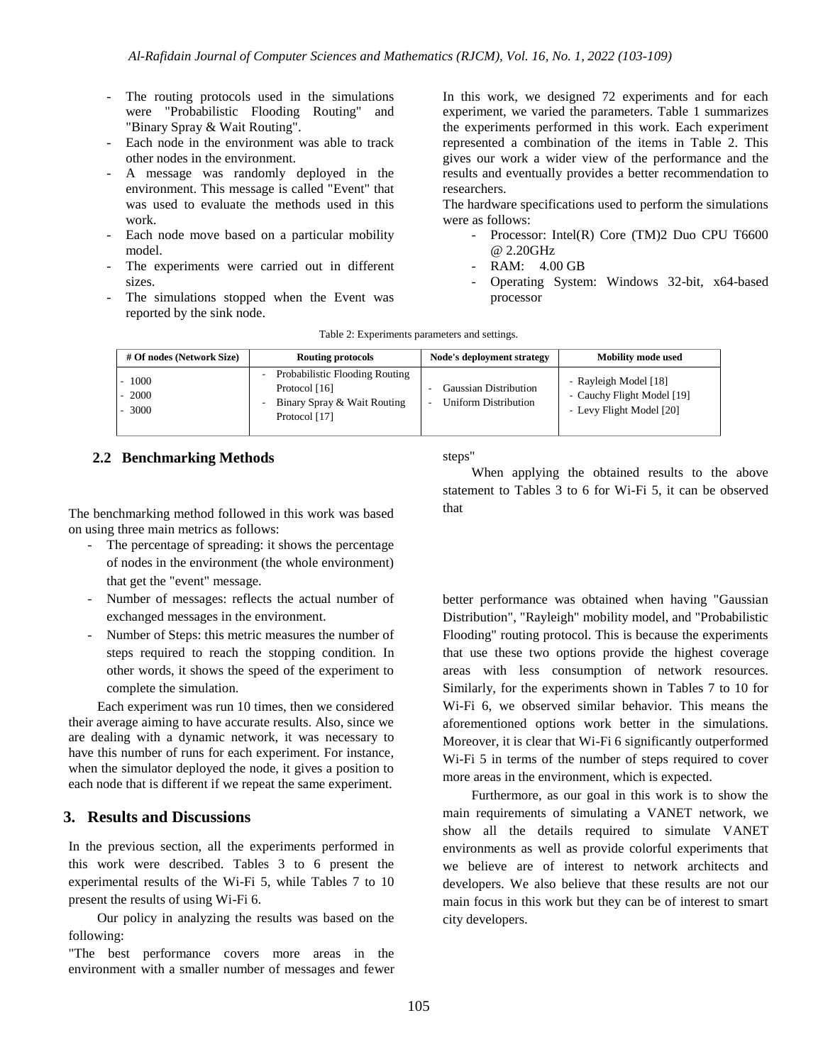- The routing protocols used in the simulations were "Probabilistic Flooding Routing" and "Binary Spray & Wait Routing".
- Each node in the environment was able to track other nodes in the environment.
- A message was randomly deployed in the environment. This message is called "Event" that was used to evaluate the methods used in this work.
- Each node move based on a particular mobility model.
- The experiments were carried out in different sizes.
- The simulations stopped when the Event was reported by the sink node.

In this work, we designed 72 experiments and for each experiment, we varied the parameters. Table 1 summarizes the experiments performed in this work. Each experiment represented a combination of the items in Table 2. This gives our work a wider view of the performance and the results and eventually provides a better recommendation to researchers.

The hardware specifications used to perform the simulations were as follows:

- Processor: Intel(R) Core (TM)2 Duo CPU T6600 @ 2.20GHz
- RAM: 4.00 GB
- Operating System: Windows 32-bit, x64-based processor

Table 2: Experiments parameters and settings.

| # Of nodes (Network Size) | Routing protocols | Node's deployment strategy | Mobility mode used |
|---|---|---|---|
| - 1000<br>- 2000<br>- 3000 | - Probabilistic Flooding Routing Protocol [16]<br>- Binary Spray & Wait Routing Protocol [17] | - Gaussian Distribution<br>- Uniform Distribution | - Rayleigh Model [18]<br>- Cauchy Flight Model [19]<br>- Levy Flight Model [20] |

## 2.2 Benchmarking Methods

The benchmarking method followed in this work was based on using three main metrics as follows:

- The percentage of spreading: it shows the percentage of nodes in the environment (the whole environment) that get the "event" message.
- Number of messages: reflects the actual number of exchanged messages in the environment.
- Number of Steps: this metric measures the number of steps required to reach the stopping condition. In other words, it shows the speed of the experiment to complete the simulation.

Each experiment was run 10 times, then we considered their average aiming to have accurate results. Also, since we are dealing with a dynamic network, it was necessary to have this number of runs for each experiment. For instance, when the simulator deployed the node, it gives a position to each node that is different if we repeat the same experiment.

# 3. Results and Discussions

In the previous section, all the experiments performed in this work were described. Tables 3 to 6 present the experimental results of the Wi-Fi 5, while Tables 7 to 10 present the results of using Wi-Fi 6.

Our policy in analyzing the results was based on the following:

"The best performance covers more areas in the environment with a smaller number of messages and fewer steps"

When applying the obtained results to the above statement to Tables 3 to 6 for Wi-Fi 5, it can be observed that better performance was obtained when having "Gaussian Distribution", "Rayleigh" mobility model, and "Probabilistic Flooding" routing protocol. This is because the experiments that use these two options provide the highest coverage areas with less consumption of network resources. Similarly, for the experiments shown in Tables 7 to 10 for Wi-Fi 6, we observed similar behavior. This means the aforementioned options work better in the simulations. Moreover, it is clear that Wi-Fi 6 significantly outperformed Wi-Fi 5 in terms of the number of steps required to cover more areas in the environment, which is expected.

Furthermore, as our goal in this work is to show the main requirements of simulating a VANET network, we show all the details required to simulate VANET environments as well as provide colorful experiments that we believe are of interest to network architects and developers. We also believe that these results are not our main focus in this work but they can be of interest to smart city developers.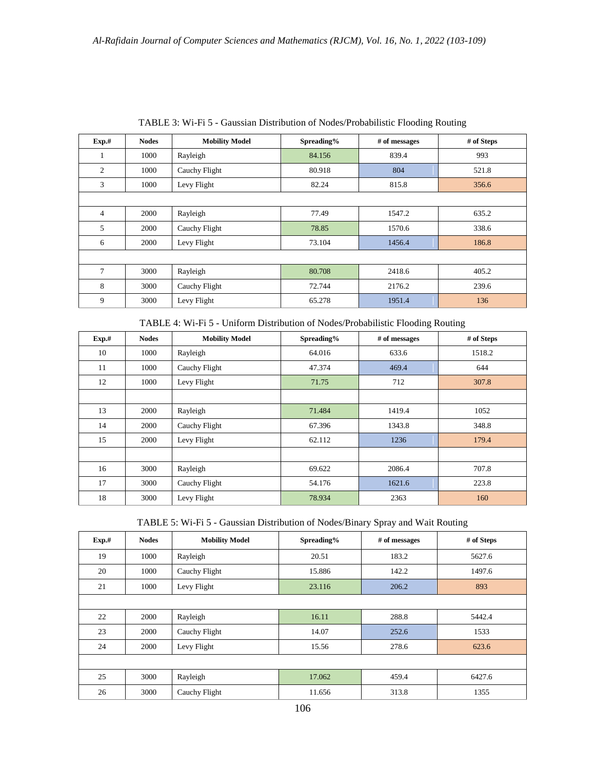TABLE 3: Wi-Fi 5 - Gaussian Distribution of Nodes/Probabilistic Flooding Routing

| Exp.# | Nodes | Mobility Model | Spreading% | # of messages | # of Steps |
|---|---|---|---|---|---|
| 1 | 1000 | Rayleigh | 84.156 | 839.4 | 993 |
| 2 | 1000 | Cauchy Flight | 80.918 | 804 | 521.8 |
| 3 | 1000 | Levy Flight | 82.24 | 815.8 | 356.6 |
| | | | | | |
| 4 | 2000 | Rayleigh | 77.49 | 1547.2 | 635.2 |
| 5 | 2000 | Cauchy Flight | 78.85 | 1570.6 | 338.6 |
| 6 | 2000 | Levy Flight | 73.104 | 1456.4 | 186.8 |
| | | | | | |
| 7 | 3000 | Rayleigh | 80.708 | 2418.6 | 405.2 |
| 8 | 3000 | Cauchy Flight | 72.744 | 2176.2 | 239.6 |
| 9 | 3000 | Levy Flight | 65.278 | 1951.4 | 136 |

TABLE 4: Wi-Fi 5 - Uniform Distribution of Nodes/Probabilistic Flooding Routing

| Exp.# | Nodes | Mobility Model | Spreading% | # of messages | # of Steps |
|---|---|---|---|---|---|
| 10 | 1000 | Rayleigh | 64.016 | 633.6 | 1518.2 |
| 11 | 1000 | Cauchy Flight | 47.374 | 469.4 | 644 |
| 12 | 1000 | Levy Flight | 71.75 | 712 | 307.8 |
| | | | | | |
| 13 | 2000 | Rayleigh | 71.484 | 1419.4 | 1052 |
| 14 | 2000 | Cauchy Flight | 67.396 | 1343.8 | 348.8 |
| 15 | 2000 | Levy Flight | 62.112 | 1236 | 179.4 |
| | | | | | |
| 16 | 3000 | Rayleigh | 69.622 | 2086.4 | 707.8 |
| 17 | 3000 | Cauchy Flight | 54.176 | 1621.6 | 223.8 |
| 18 | 3000 | Levy Flight | 78.934 | 2363 | 160 |

TABLE 5: Wi-Fi 5 - Gaussian Distribution of Nodes/Binary Spray and Wait Routing

| Exp.# | Nodes | Mobility Model | Spreading% | # of messages | # of Steps |
|---|---|---|---|---|---|
| 19 | 1000 | Rayleigh | 20.51 | 183.2 | 5627.6 |
| 20 | 1000 | Cauchy Flight | 15.886 | 142.2 | 1497.6 |
| 21 | 1000 | Levy Flight | 23.116 | 206.2 | 893 |
| | | | | | |
| 22 | 2000 | Rayleigh | 16.11 | 288.8 | 5442.4 |
| 23 | 2000 | Cauchy Flight | 14.07 | 252.6 | 1533 |
| 24 | 2000 | Levy Flight | 15.56 | 278.6 | 623.6 |
| | | | | | |
| 25 | 3000 | Rayleigh | 17.062 | 459.4 | 6427.6 |
| 26 | 3000 | Cauchy Flight | 11.656 | 313.8 | 1355 |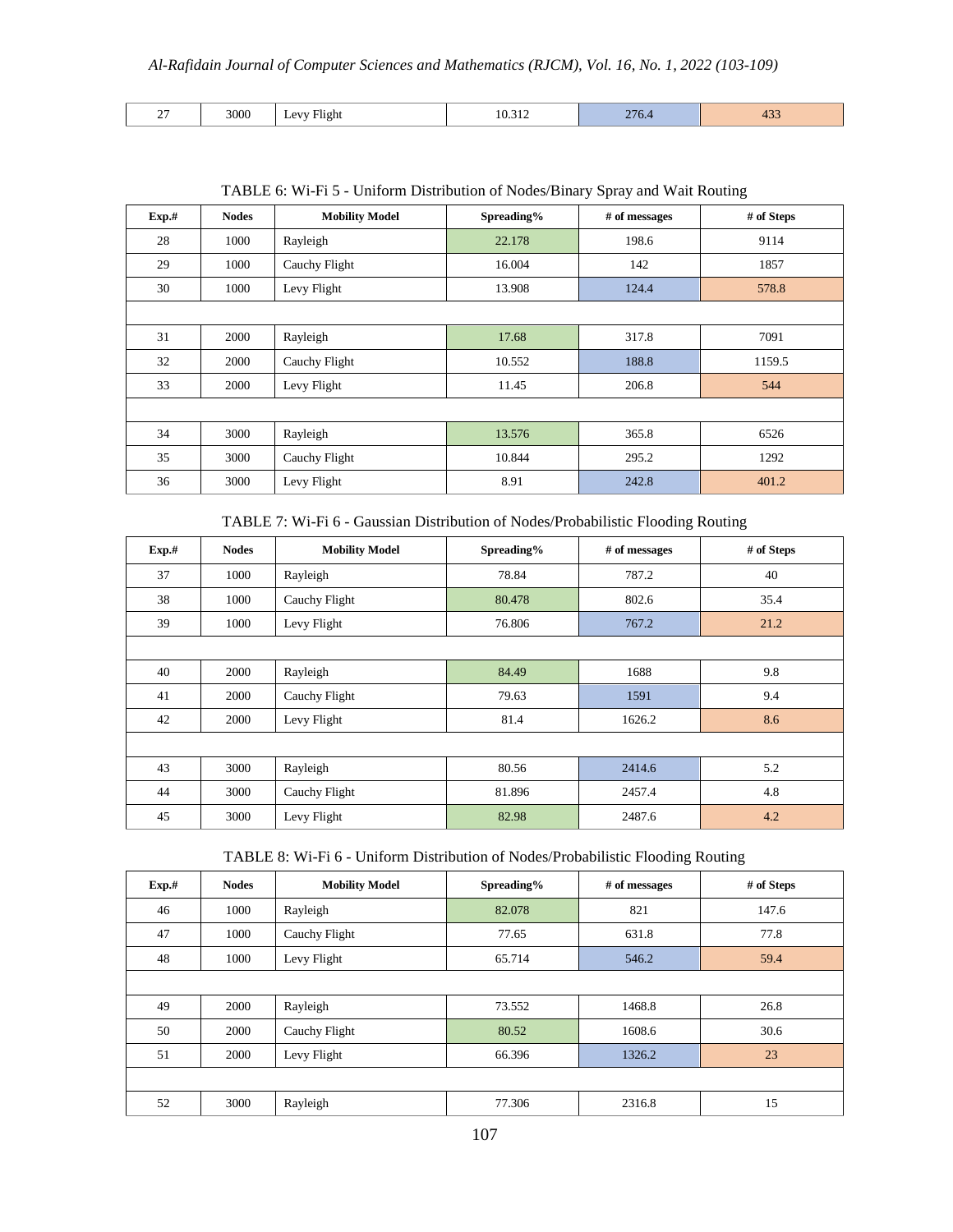| 27 | 3000 | Levy Flight | 10.312 | 276.4 | 433 |
|---|---|---|---|---|---|

TABLE 6: Wi-Fi 5 - Uniform Distribution of Nodes/Binary Spray and Wait Routing

| Exp.# | Nodes | Mobility Model | Spreading% | # of messages | # of Steps |
|---|---|---|---|---|---|
| 28 | 1000 | Rayleigh | 22.178 | 198.6 | 9114 |
| 29 | 1000 | Cauchy Flight | 16.004 | 142 | 1857 |
| 30 | 1000 | Levy Flight | 13.908 | 124.4 | 578.8 |
| | | | | | |
| 31 | 2000 | Rayleigh | 17.68 | 317.8 | 7091 |
| 32 | 2000 | Cauchy Flight | 10.552 | 188.8 | 1159.5 |
| 33 | 2000 | Levy Flight | 11.45 | 206.8 | 544 |
| | | | | | |
| 34 | 3000 | Rayleigh | 13.576 | 365.8 | 6526 |
| 35 | 3000 | Cauchy Flight | 10.844 | 295.2 | 1292 |
| 36 | 3000 | Levy Flight | 8.91 | 242.8 | 401.2 |

TABLE 7: Wi-Fi 6 - Gaussian Distribution of Nodes/Probabilistic Flooding Routing

| Exp.# | Nodes | Mobility Model | Spreading% | # of messages | # of Steps |
|---|---|---|---|---|---|
| 37 | 1000 | Rayleigh | 78.84 | 787.2 | 40 |
| 38 | 1000 | Cauchy Flight | 80.478 | 802.6 | 35.4 |
| 39 | 1000 | Levy Flight | 76.806 | 767.2 | 21.2 |
| | | | | | |
| 40 | 2000 | Rayleigh | 84.49 | 1688 | 9.8 |
| 41 | 2000 | Cauchy Flight | 79.63 | 1591 | 9.4 |
| 42 | 2000 | Levy Flight | 81.4 | 1626.2 | 8.6 |
| | | | | | |
| 43 | 3000 | Rayleigh | 80.56 | 2414.6 | 5.2 |
| 44 | 3000 | Cauchy Flight | 81.896 | 2457.4 | 4.8 |
| 45 | 3000 | Levy Flight | 82.98 | 2487.6 | 4.2 |

TABLE 8: Wi-Fi 6 - Uniform Distribution of Nodes/Probabilistic Flooding Routing

| Exp.# | Nodes | Mobility Model | Spreading% | # of messages | # of Steps |
|---|---|---|---|---|---|
| 46 | 1000 | Rayleigh | 82.078 | 821 | 147.6 |
| 47 | 1000 | Cauchy Flight | 77.65 | 631.8 | 77.8 |
| 48 | 1000 | Levy Flight | 65.714 | 546.2 | 59.4 |
| | | | | | |
| 49 | 2000 | Rayleigh | 73.552 | 1468.8 | 26.8 |
| 50 | 2000 | Cauchy Flight | 80.52 | 1608.6 | 30.6 |
| 51 | 2000 | Levy Flight | 66.396 | 1326.2 | 23 |
| | | | | | |
| 52 | 3000 | Rayleigh | 77.306 | 2316.8 | 15 |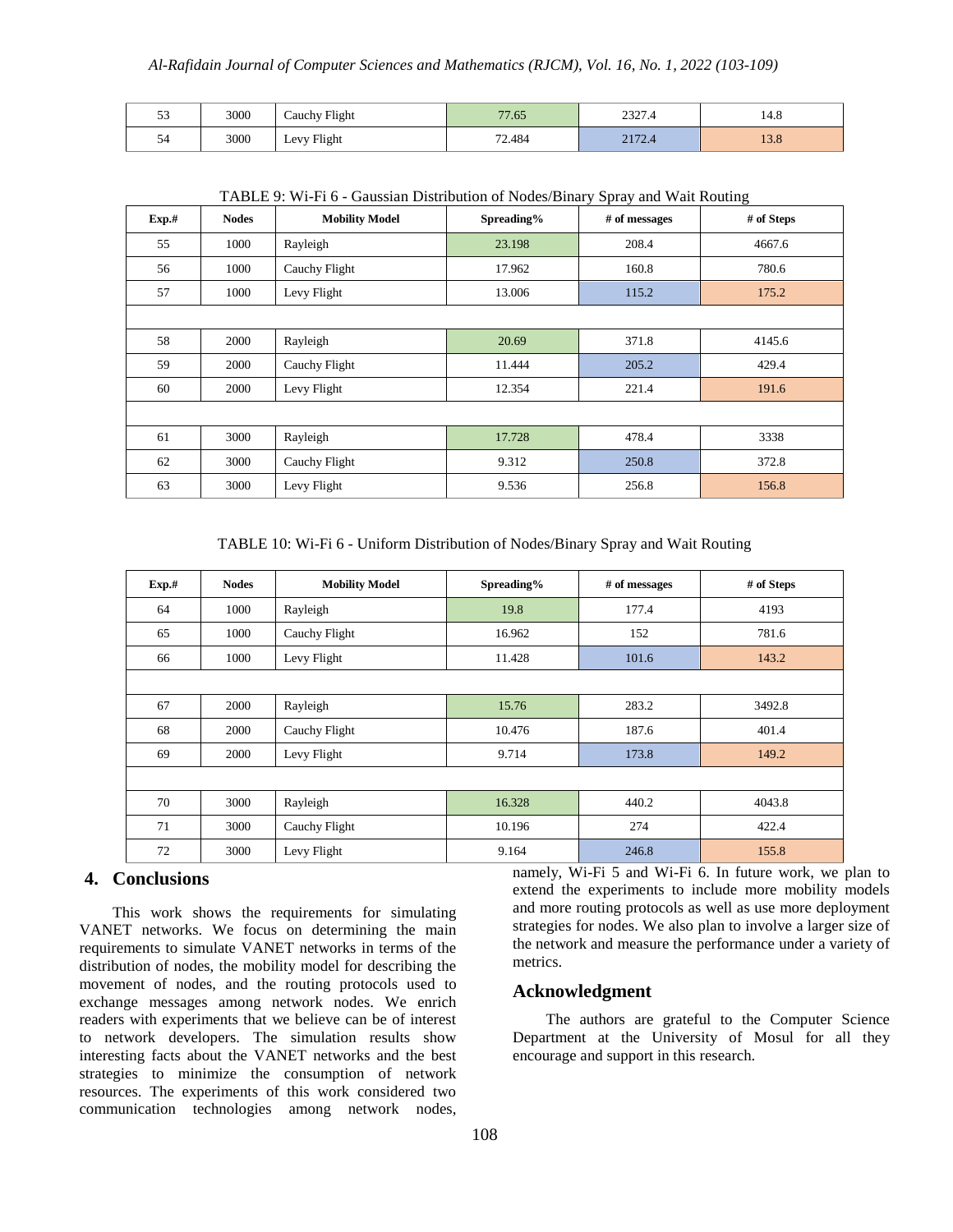| 53 | 3000 | Cauchy Flight | 77.65 | 2327.4 | 14.8 |
|---|---|---|---|---|---|
| 54 | 3000 | Levy Flight | 72.484 | 2172.4 | 13.8 |

TABLE 9: Wi-Fi 6 - Gaussian Distribution of Nodes/Binary Spray and Wait Routing

| Exp.# | Nodes | Mobility Model | Spreading% | # of messages | # of Steps |
|---|---|---|---|---|---|
| 55 | 1000 | Rayleigh | 23.198 | 208.4 | 4667.6 |
| 56 | 1000 | Cauchy Flight | 17.962 | 160.8 | 780.6 |
| 57 | 1000 | Levy Flight | 13.006 | 115.2 | 175.2 |
| | | | | | |
| 58 | 2000 | Rayleigh | 20.69 | 371.8 | 4145.6 |
| 59 | 2000 | Cauchy Flight | 11.444 | 205.2 | 429.4 |
| 60 | 2000 | Levy Flight | 12.354 | 221.4 | 191.6 |
| | | | | | |
| 61 | 3000 | Rayleigh | 17.728 | 478.4 | 3338 |
| 62 | 3000 | Cauchy Flight | 9.312 | 250.8 | 372.8 |
| 63 | 3000 | Levy Flight | 9.536 | 256.8 | 156.8 |

TABLE 10: Wi-Fi 6 - Uniform Distribution of Nodes/Binary Spray and Wait Routing

| Exp.# | Nodes | Mobility Model | Spreading% | # of messages | # of Steps |
|---|---|---|---|---|---|
| 64 | 1000 | Rayleigh | 19.8 | 177.4 | 4193 |
| 65 | 1000 | Cauchy Flight | 16.962 | 152 | 781.6 |
| 66 | 1000 | Levy Flight | 11.428 | 101.6 | 143.2 |
| | | | | | |
| 67 | 2000 | Rayleigh | 15.76 | 283.2 | 3492.8 |
| 68 | 2000 | Cauchy Flight | 10.476 | 187.6 | 401.4 |
| 69 | 2000 | Levy Flight | 9.714 | 173.8 | 149.2 |
| | | | | | |
| 70 | 3000 | Rayleigh | 16.328 | 440.2 | 4043.8 |
| 71 | 3000 | Cauchy Flight | 10.196 | 274 | 422.4 |
| 72 | 3000 | Levy Flight | 9.164 | 246.8 | 155.8 |

## 4. Conclusions

This work shows the requirements for simulating VANET networks. We focus on determining the main requirements to simulate VANET networks in terms of the distribution of nodes, the mobility model for describing the movement of nodes, and the routing protocols used to exchange messages among network nodes. We enrich readers with experiments that we believe can be of interest to network developers. The simulation results show interesting facts about the VANET networks and the best strategies to minimize the consumption of network resources. The experiments of this work considered two communication technologies among network nodes, namely, Wi-Fi 5 and Wi-Fi 6. In future work, we plan to extend the experiments to include more mobility models and more routing protocols as well as use more deployment strategies for nodes. We also plan to involve a larger size of the network and measure the performance under a variety of metrics.

## Acknowledgment

The authors are grateful to the Computer Science Department at the University of Mosul for all they encourage and support in this research.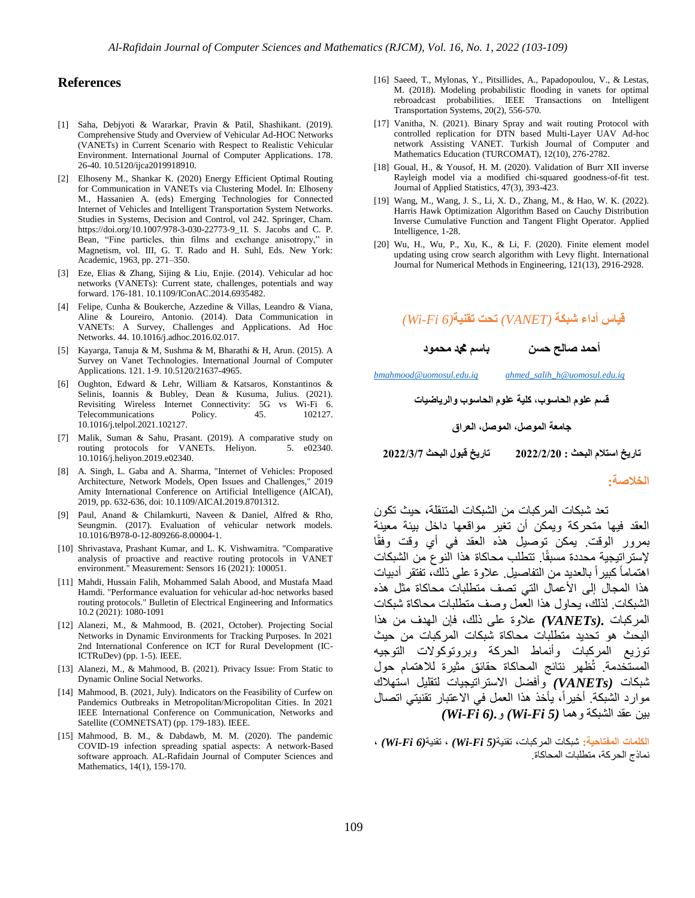## References

[1] Saha, Debjyoti & Wararkar, Pravin & Patil, Shashikant. (2019). Comprehensive Study and Overview of Vehicular Ad-HOC Networks (VANETs) in Current Scenario with Respect to Realistic Vehicular Environment. International Journal of Computer Applications. 178. 26-40. 10.5120/ijca2019918910.

[2] Elhoseny M., Shankar K. (2020) Energy Efficient Optimal Routing for Communication in VANETs via Clustering Model. In: Elhoseny M., Hassanien A. (eds) Emerging Technologies for Connected Internet of Vehicles and Intelligent Transportation System Networks. Studies in Systems, Decision and Control, vol 242. Springer, Cham. https://doi.org/10.1007/978-3-030-22773-9_1I. S. Jacobs and C. P. Bean, "Fine particles, thin films and exchange anisotropy," in Magnetism, vol. III, G. T. Rado and H. Suhl, Eds. New York: Academic, 1963, pp. 271–350.

[3] Eze, Elias & Zhang, Sijing & Liu, Enjie. (2014). Vehicular ad hoc networks (VANETs): Current state, challenges, potentials and way forward. 176-181. 10.1109/IConAC.2014.6935482.

[4] Felipe, Cunha & Boukerche, Azzedine & Villas, Leandro & Viana, Aline & Loureiro, Antonio. (2014). Data Communication in VANETs: A Survey, Challenges and Applications. Ad Hoc Networks. 44. 10.1016/j.adhoc.2016.02.017.

[5] Kayarga, Tanuja & M, Sushma & M, Bharathi & H, Arun. (2015). A Survey on Vanet Technologies. International Journal of Computer Applications. 121. 1-9. 10.5120/21637-4965.

[6] Oughton, Edward & Lehr, William & Katsaros, Konstantinos & Selinis, Ioannis & Bubley, Dean & Kusuma, Julius. (2021). Revisiting Wireless Internet Connectivity: 5G vs Wi-Fi 6. Telecommunications Policy. 45. 102127. 10.1016/j.telpol.2021.102127.

[7] Malik, Suman & Sahu, Prasant. (2019). A comparative study on routing protocols for VANETs. Heliyon. 5. e02340. 10.1016/j.heliyon.2019.e02340.

[8] A. Singh, L. Gaba and A. Sharma, "Internet of Vehicles: Proposed Architecture, Network Models, Open Issues and Challenges," 2019 Amity International Conference on Artificial Intelligence (AICAI), 2019, pp. 632-636, doi: 10.1109/AICAI.2019.8701312.

[9] Paul, Anand & Chilamkurti, Naveen & Daniel, Alfred & Rho, Seungmin. (2017). Evaluation of vehicular network models. 10.1016/B978-0-12-809266-8.00004-1.

[10] Shrivastava, Prashant Kumar, and L. K. Vishwamitra. "Comparative analysis of proactive and reactive routing protocols in VANET environment." Measurement: Sensors 16 (2021): 100051.

[11] Mahdi, Hussain Falih, Mohammed Salah Abood, and Mustafa Maad Hamdi. "Performance evaluation for vehicular ad-hoc networks based routing protocols." Bulletin of Electrical Engineering and Informatics 10.2 (2021): 1080-1091

[12] Alanezi, M., & Mahmood, B. (2021, October). Projecting Social Networks in Dynamic Environments for Tracking Purposes. In 2021 2nd International Conference on ICT for Rural Development (IC-ICTRuDev) (pp. 1-5). IEEE.

[13] Alanezi, M., & Mahmood, B. (2021). Privacy Issue: From Static to Dynamic Online Social Networks.

[14] Mahmood, B. (2021, July). Indicators on the Feasibility of Curfew on Pandemics Outbreaks in Metropolitan/Micropolitan Cities. In 2021 IEEE International Conference on Communication, Networks and Satellite (COMNETSAT) (pp. 179-183). IEEE.

[15] Mahmood, B. M., & Dabdawb, M. M. (2020). The pandemic COVID-19 infection spreading spatial aspects: A network-Based software approach. AL-Rafidain Journal of Computer Sciences and Mathematics, 14(1), 159-170.

[16] Saeed, T., Mylonas, Y., Pitsillides, A., Papadopoulou, V., & Lestas, M. (2018). Modeling probabilistic flooding in vanets for optimal rebroadcast probabilities. IEEE Transactions on Intelligent Transportation Systems, 20(2), 556-570.

[17] Vanitha, N. (2021). Binary Spray and wait routing Protocol with controlled replication for DTN based Multi-Layer UAV Ad-hoc network Assisting VANET. Turkish Journal of Computer and Mathematics Education (TURCOMAT), 12(10), 276-2782.

[18] Goual, H., & Yousof, H. M. (2020). Validation of Burr XII inverse Rayleigh model via a modified chi-squared goodness-of-fit test. Journal of Applied Statistics, 47(3), 393-423.

[19] Wang, M., Wang, J. S., Li, X. D., Zhang, M., & Hao, W. K. (2022). Harris Hawk Optimization Algorithm Based on Cauchy Distribution Inverse Cumulative Function and Tangent Flight Operator. Applied Intelligence, 1-28.

[20] Wu, H., Wu, P., Xu, K., & Li, F. (2020). Finite element model updating using crow search algorithm with Levy flight. International Journal for Numerical Methods in Engineering, 121(13), 2916-2928.

## قياس أداء شبكة (VANET) تحت تقنية(Wi-Fi 6)

**أحمد صالح حسن**　　　**باسم محمد محمود**

ahmed_salih_h@uomosul.edu.iq　　　bmahmood@uomosul.edu.iq

**قسم علوم الحاسوب، كلية علوم الحاسوب والرياضيات**

**جامعة الموصل، الموصل، العراق**

**تاريخ استلام البحث : 2022/2/20**　　　**تاريخ قبول البحث 2022/3/7**

### الخلاصة:

تعد شبكات المركبات من الشبكات المتنقلة، حيث تكون العقد فيها متحركة ويمكن أن تغير مواقعها داخل بيئة معينة بمرور الوقت. يمكن توصيل هذه العقد في أي وقت وفقًا لإستراتيجية محددة مسبقًا. تتطلب محاكاة هذا النوع من الشبكات اهتماماً كبيراً بالعديد من التفاصيل. علاوة على ذلك، تفتقر أدبيات هذا المجال إلى الأعمال التي تصف متطلبات محاكاة مثل هذه الشبكات. لذلك، يحاول هذا العمل وصف متطلبات محاكاة شبكات المركبات **(VANETs).** علاوة على ذلك، فإن الهدف من هذا البحث هو تحديد متطلبات محاكاة شبكات المركبات من حيث توزيع المركبات وأنماط الحركة وبروتوكولات التوجيه المستخدمة. تُظهر نتائج المحاكاة حقائق مثيرة للاهتمام حول شبكات **(VANETs)** وأفضل الاستراتيجيات لتقليل استهلاك موارد الشبكة. أخيراً، يأخذ هذا العمل في الاعتبار تقنيتي اتصال بين عقد الشبكة وهما **(Wi-Fi 5)** و**(Wi-Fi 6).**

**الكلمات المفتاحية:** شبكات المركبات، تقنية**(Wi-Fi 5)** ، تقنية**(Wi-Fi 6)** ، نماذج الحركة، متطلبات المحاكاة.